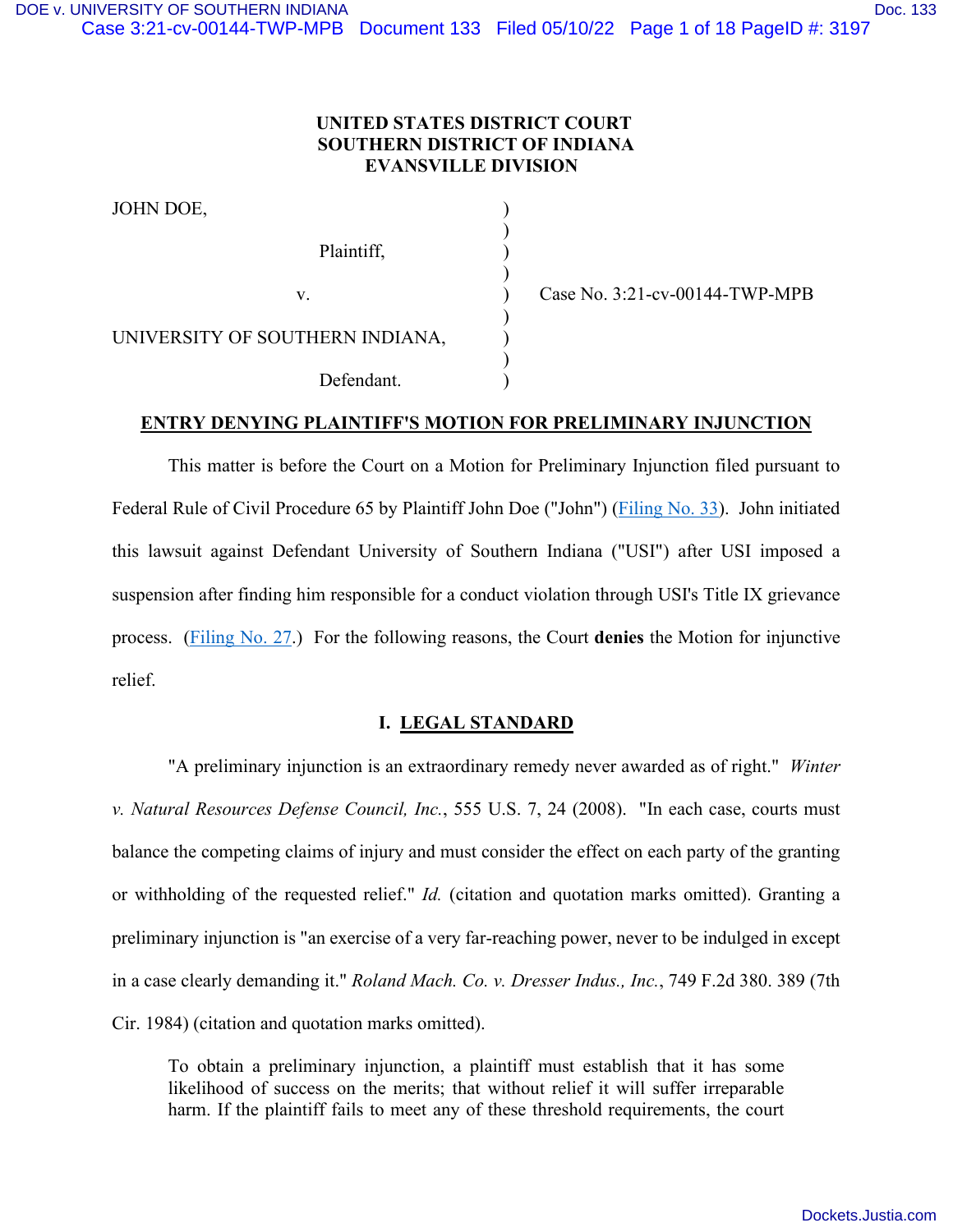**UNITED STATES DISTRICT COURT**
**SOUTHERN DISTRICT OF INDIANA**
**EVANSVILLE DIVISION**

| | | |
|---|---|---|
| JOHN DOE, | ) | |
| | ) | |
| Plaintiff, | ) | |
| | ) | |
| v. | ) | Case No. 3:21-cv-00144-TWP-MPB |
| | ) | |
| UNIVERSITY OF SOUTHERN INDIANA, | ) | |
| | ) | |
| Defendant. | ) | |

## ENTRY DENYING PLAINTIFF'S MOTION FOR PRELIMINARY INJUNCTION

This matter is before the Court on a Motion for Preliminary Injunction filed pursuant to Federal Rule of Civil Procedure 65 by Plaintiff John Doe ("John") (Filing No. 33). John initiated this lawsuit against Defendant University of Southern Indiana ("USI") after USI imposed a suspension after finding him responsible for a conduct violation through USI's Title IX grievance process. (Filing No. 27.) For the following reasons, the Court **denies** the Motion for injunctive relief.

## I. LEGAL STANDARD

"A preliminary injunction is an extraordinary remedy never awarded as of right." *Winter v. Natural Resources Defense Council, Inc.*, 555 U.S. 7, 24 (2008). "In each case, courts must balance the competing claims of injury and must consider the effect on each party of the granting or withholding of the requested relief." *Id.* (citation and quotation marks omitted). Granting a preliminary injunction is "an exercise of a very far-reaching power, never to be indulged in except in a case clearly demanding it." *Roland Mach. Co. v. Dresser Indus., Inc.*, 749 F.2d 380. 389 (7th Cir. 1984) (citation and quotation marks omitted).

> To obtain a preliminary injunction, a plaintiff must establish that it has some likelihood of success on the merits; that without relief it will suffer irreparable harm. If the plaintiff fails to meet any of these threshold requirements, the court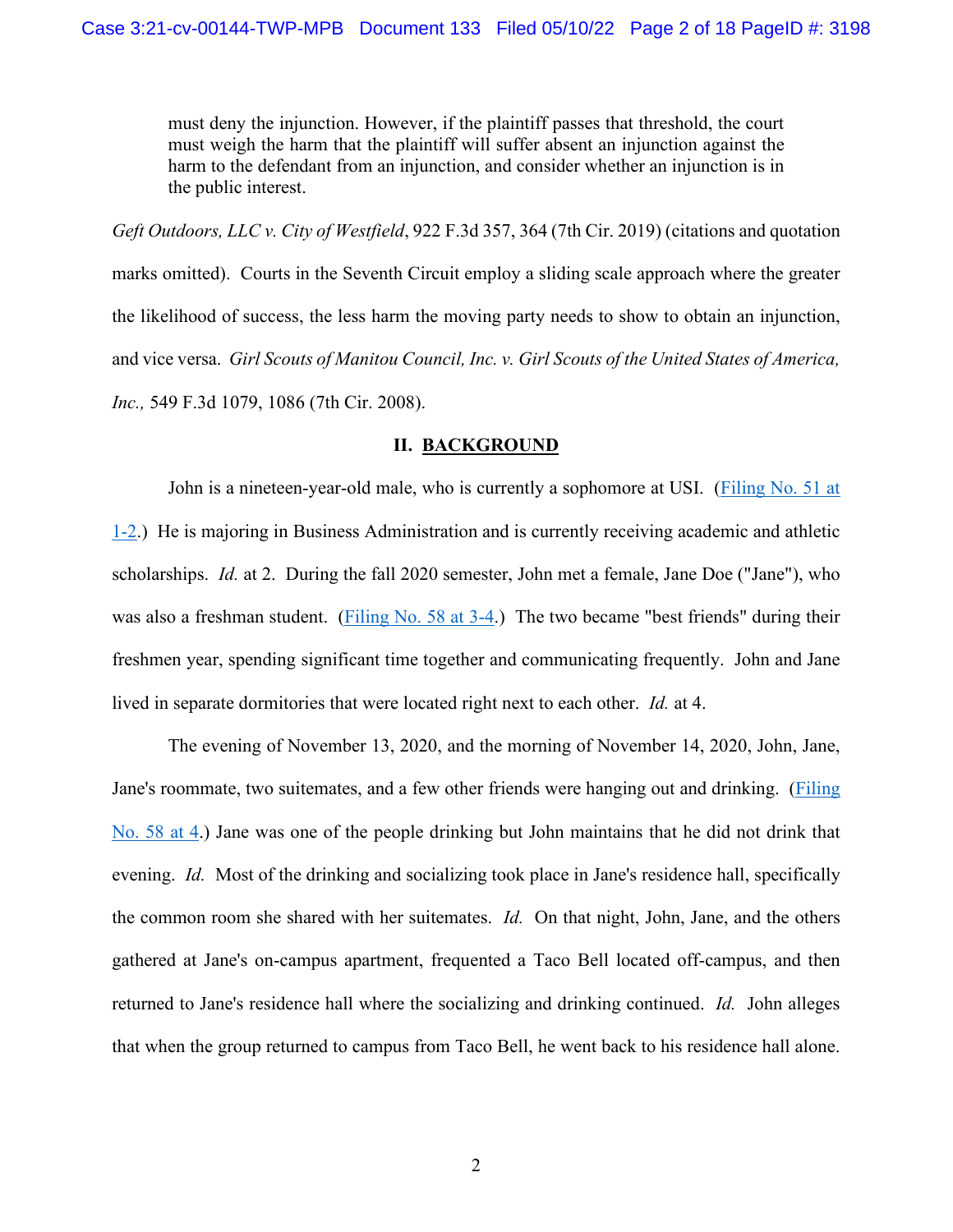> must deny the injunction. However, if the plaintiff passes that threshold, the court must weigh the harm that the plaintiff will suffer absent an injunction against the harm to the defendant from an injunction, and consider whether an injunction is in the public interest.

*Geft Outdoors, LLC v. City of Westfield*, 922 F.3d 357, 364 (7th Cir. 2019) (citations and quotation marks omitted). Courts in the Seventh Circuit employ a sliding scale approach where the greater the likelihood of success, the less harm the moving party needs to show to obtain an injunction, and vice versa. *Girl Scouts of Manitou Council, Inc. v. Girl Scouts of the United States of America, Inc.,* 549 F.3d 1079, 1086 (7th Cir. 2008).

## II. BACKGROUND

John is a nineteen-year-old male, who is currently a sophomore at USI. (Filing No. 51 at 1-2.) He is majoring in Business Administration and is currently receiving academic and athletic scholarships. *Id.* at 2. During the fall 2020 semester, John met a female, Jane Doe ("Jane"), who was also a freshman student. (Filing No. 58 at 3-4.) The two became "best friends" during their freshmen year, spending significant time together and communicating frequently. John and Jane lived in separate dormitories that were located right next to each other. *Id.* at 4.

The evening of November 13, 2020, and the morning of November 14, 2020, John, Jane, Jane's roommate, two suitemates, and a few other friends were hanging out and drinking. (Filing No. 58 at 4.) Jane was one of the people drinking but John maintains that he did not drink that evening. *Id.* Most of the drinking and socializing took place in Jane's residence hall, specifically the common room she shared with her suitemates. *Id.* On that night, John, Jane, and the others gathered at Jane's on-campus apartment, frequented a Taco Bell located off-campus, and then returned to Jane's residence hall where the socializing and drinking continued. *Id.* John alleges that when the group returned to campus from Taco Bell, he went back to his residence hall alone.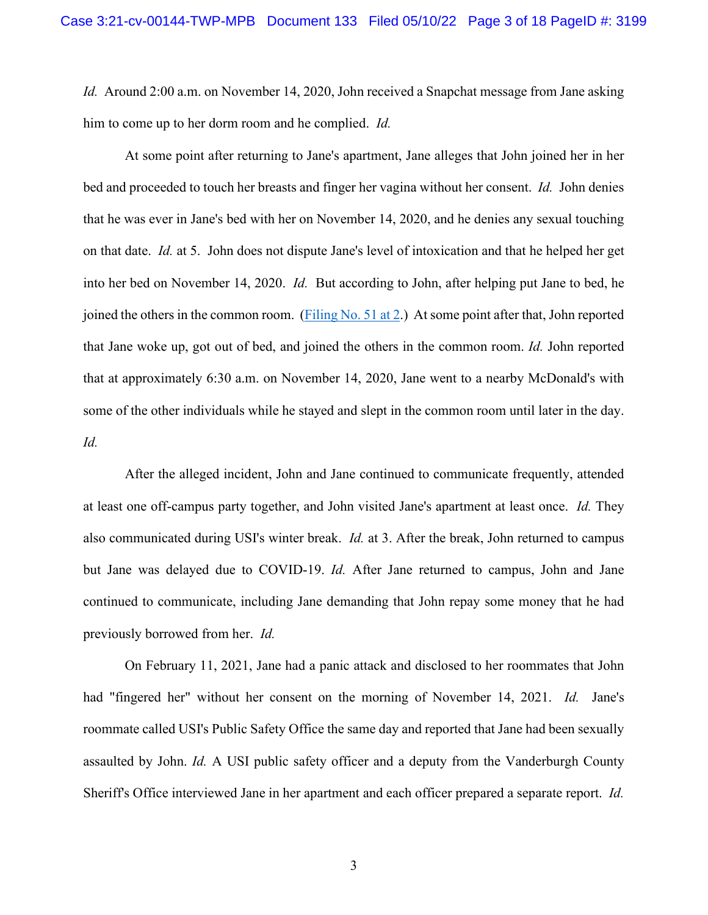*Id.* Around 2:00 a.m. on November 14, 2020, John received a Snapchat message from Jane asking him to come up to her dorm room and he complied. *Id.*

At some point after returning to Jane's apartment, Jane alleges that John joined her in her bed and proceeded to touch her breasts and finger her vagina without her consent. *Id.* John denies that he was ever in Jane's bed with her on November 14, 2020, and he denies any sexual touching on that date. *Id.* at 5. John does not dispute Jane's level of intoxication and that he helped her get into her bed on November 14, 2020. *Id.* But according to John, after helping put Jane to bed, he joined the others in the common room. (Filing No. 51 at 2.) At some point after that, John reported that Jane woke up, got out of bed, and joined the others in the common room. *Id.* John reported that at approximately 6:30 a.m. on November 14, 2020, Jane went to a nearby McDonald's with some of the other individuals while he stayed and slept in the common room until later in the day. *Id.*

After the alleged incident, John and Jane continued to communicate frequently, attended at least one off-campus party together, and John visited Jane's apartment at least once. *Id.* They also communicated during USI's winter break. *Id.* at 3. After the break, John returned to campus but Jane was delayed due to COVID-19. *Id.* After Jane returned to campus, John and Jane continued to communicate, including Jane demanding that John repay some money that he had previously borrowed from her. *Id.*

On February 11, 2021, Jane had a panic attack and disclosed to her roommates that John had "fingered her" without her consent on the morning of November 14, 2021. *Id.* Jane's roommate called USI's Public Safety Office the same day and reported that Jane had been sexually assaulted by John. *Id.* A USI public safety officer and a deputy from the Vanderburgh County Sheriff's Office interviewed Jane in her apartment and each officer prepared a separate report. *Id.*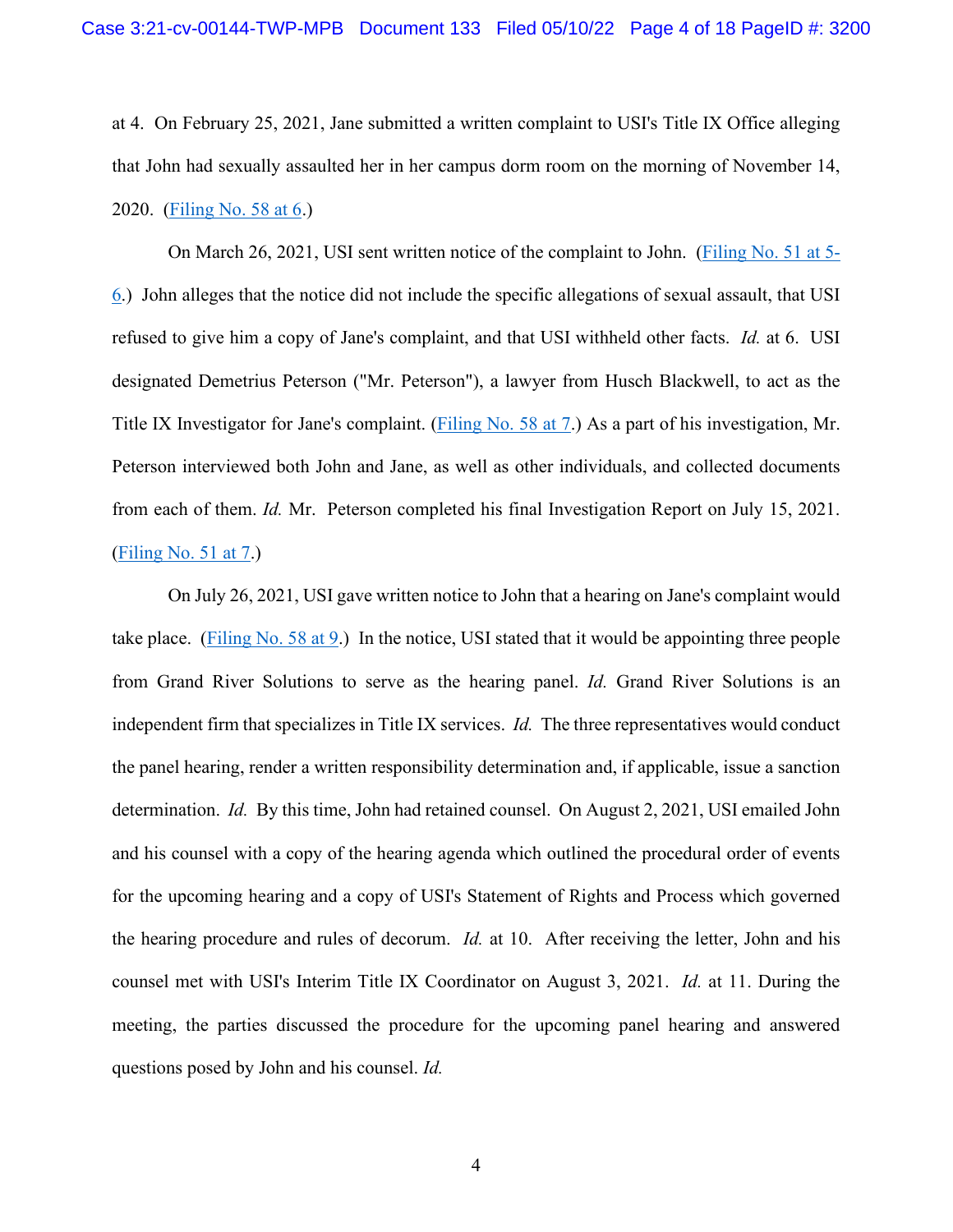at 4. On February 25, 2021, Jane submitted a written complaint to USI's Title IX Office alleging that John had sexually assaulted her in her campus dorm room on the morning of November 14, 2020. (Filing No. 58 at 6.)

On March 26, 2021, USI sent written notice of the complaint to John. (Filing No. 51 at 5-6.) John alleges that the notice did not include the specific allegations of sexual assault, that USI refused to give him a copy of Jane's complaint, and that USI withheld other facts. *Id.* at 6. USI designated Demetrius Peterson ("Mr. Peterson"), a lawyer from Husch Blackwell, to act as the Title IX Investigator for Jane's complaint. (Filing No. 58 at 7.) As a part of his investigation, Mr. Peterson interviewed both John and Jane, as well as other individuals, and collected documents from each of them. *Id.* Mr. Peterson completed his final Investigation Report on July 15, 2021. (Filing No. 51 at 7.)

On July 26, 2021, USI gave written notice to John that a hearing on Jane's complaint would take place. (Filing No. 58 at 9.) In the notice, USI stated that it would be appointing three people from Grand River Solutions to serve as the hearing panel. *Id.* Grand River Solutions is an independent firm that specializes in Title IX services. *Id.* The three representatives would conduct the panel hearing, render a written responsibility determination and, if applicable, issue a sanction determination. *Id.* By this time, John had retained counsel. On August 2, 2021, USI emailed John and his counsel with a copy of the hearing agenda which outlined the procedural order of events for the upcoming hearing and a copy of USI's Statement of Rights and Process which governed the hearing procedure and rules of decorum. *Id.* at 10. After receiving the letter, John and his counsel met with USI's Interim Title IX Coordinator on August 3, 2021. *Id.* at 11. During the meeting, the parties discussed the procedure for the upcoming panel hearing and answered questions posed by John and his counsel. *Id.*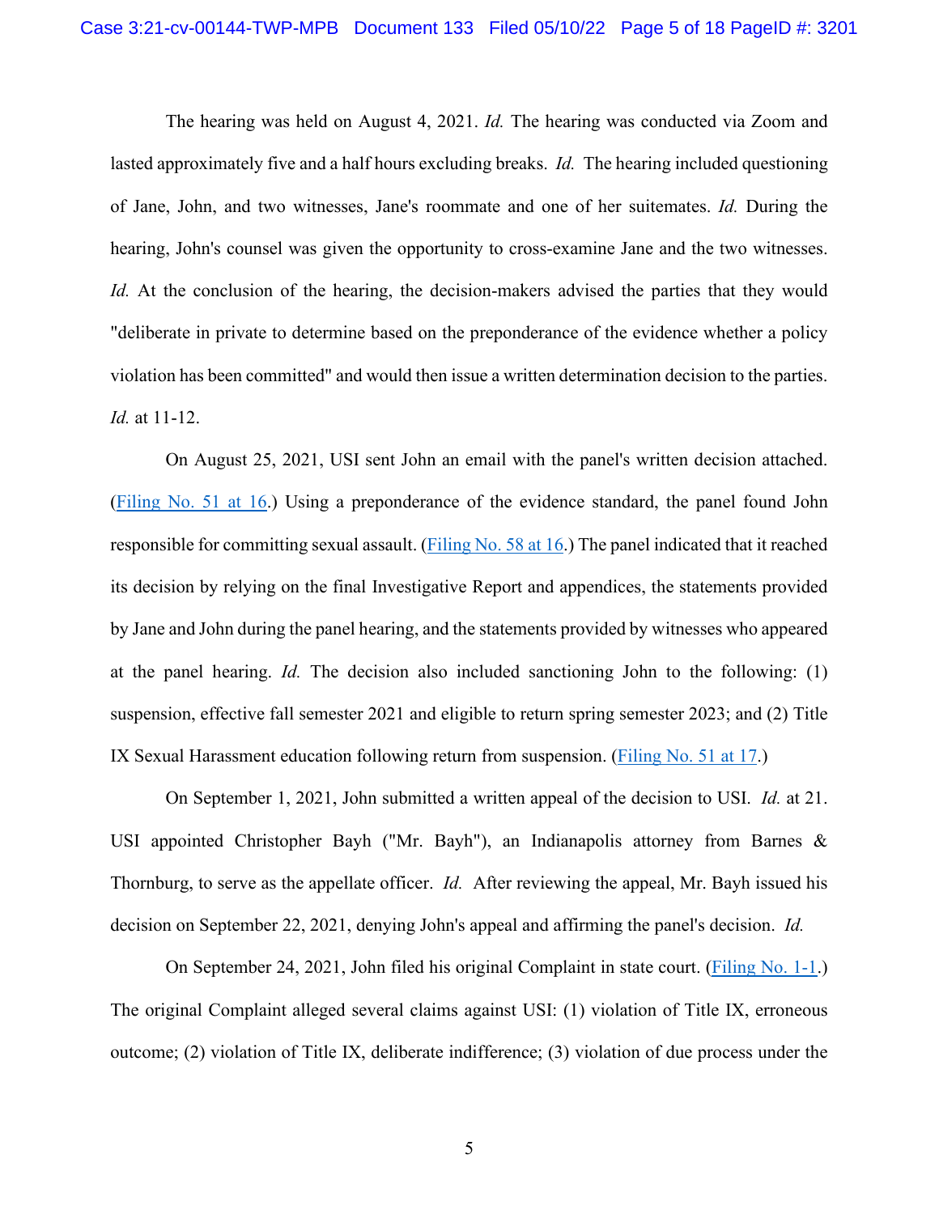The hearing was held on August 4, 2021. *Id.* The hearing was conducted via Zoom and lasted approximately five and a half hours excluding breaks. *Id.* The hearing included questioning of Jane, John, and two witnesses, Jane's roommate and one of her suitemates. *Id.* During the hearing, John's counsel was given the opportunity to cross-examine Jane and the two witnesses. *Id.* At the conclusion of the hearing, the decision-makers advised the parties that they would "deliberate in private to determine based on the preponderance of the evidence whether a policy violation has been committed" and would then issue a written determination decision to the parties. *Id.* at 11-12.

On August 25, 2021, USI sent John an email with the panel's written decision attached. (Filing No. 51 at 16.) Using a preponderance of the evidence standard, the panel found John responsible for committing sexual assault. (Filing No. 58 at 16.) The panel indicated that it reached its decision by relying on the final Investigative Report and appendices, the statements provided by Jane and John during the panel hearing, and the statements provided by witnesses who appeared at the panel hearing. *Id.* The decision also included sanctioning John to the following: (1) suspension, effective fall semester 2021 and eligible to return spring semester 2023; and (2) Title IX Sexual Harassment education following return from suspension. (Filing No. 51 at 17.)

On September 1, 2021, John submitted a written appeal of the decision to USI. *Id.* at 21. USI appointed Christopher Bayh ("Mr. Bayh"), an Indianapolis attorney from Barnes & Thornburg, to serve as the appellate officer. *Id.* After reviewing the appeal, Mr. Bayh issued his decision on September 22, 2021, denying John's appeal and affirming the panel's decision. *Id.*

On September 24, 2021, John filed his original Complaint in state court. (Filing No. 1-1.) The original Complaint alleged several claims against USI: (1) violation of Title IX, erroneous outcome; (2) violation of Title IX, deliberate indifference; (3) violation of due process under the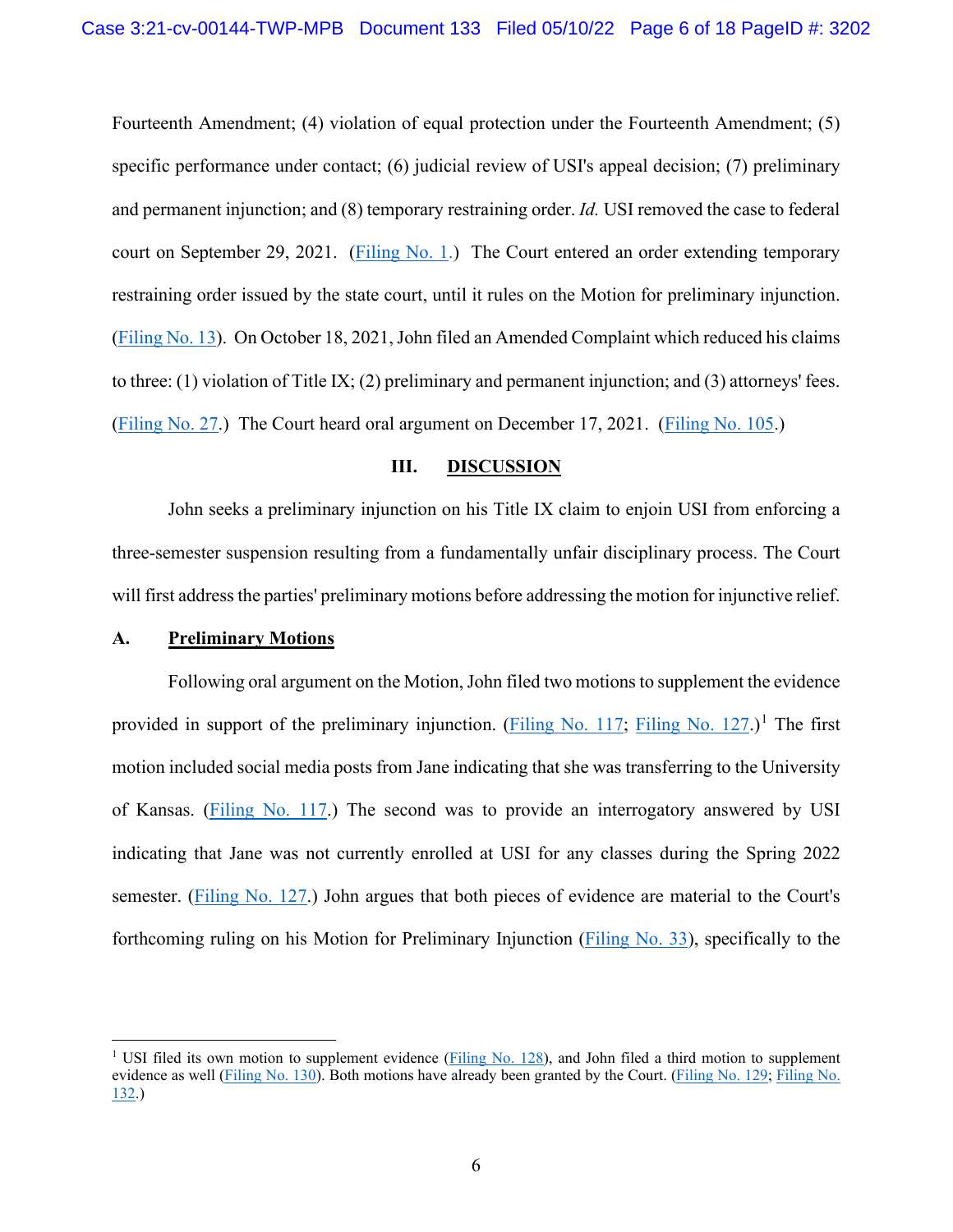Fourteenth Amendment; (4) violation of equal protection under the Fourteenth Amendment; (5) specific performance under contact; (6) judicial review of USI's appeal decision; (7) preliminary and permanent injunction; and (8) temporary restraining order. *Id.* USI removed the case to federal court on September 29, 2021. (Filing No. 1.) The Court entered an order extending temporary restraining order issued by the state court, until it rules on the Motion for preliminary injunction. (Filing No. 13). On October 18, 2021, John filed an Amended Complaint which reduced his claims to three: (1) violation of Title IX; (2) preliminary and permanent injunction; and (3) attorneys' fees. (Filing No. 27.) The Court heard oral argument on December 17, 2021. (Filing No. 105.)

## III. DISCUSSION

John seeks a preliminary injunction on his Title IX claim to enjoin USI from enforcing a three-semester suspension resulting from a fundamentally unfair disciplinary process. The Court will first address the parties' preliminary motions before addressing the motion for injunctive relief.

### A. Preliminary Motions

Following oral argument on the Motion, John filed two motions to supplement the evidence provided in support of the preliminary injunction. (Filing No. 117; Filing No. 127.)[1] The first motion included social media posts from Jane indicating that she was transferring to the University of Kansas. (Filing No. 117.) The second was to provide an interrogatory answered by USI indicating that Jane was not currently enrolled at USI for any classes during the Spring 2022 semester. (Filing No. 127.) John argues that both pieces of evidence are material to the Court's forthcoming ruling on his Motion for Preliminary Injunction (Filing No. 33), specifically to the

[1] USI filed its own motion to supplement evidence (Filing No. 128), and John filed a third motion to supplement evidence as well (Filing No. 130). Both motions have already been granted by the Court. (Filing No. 129; Filing No. 132.)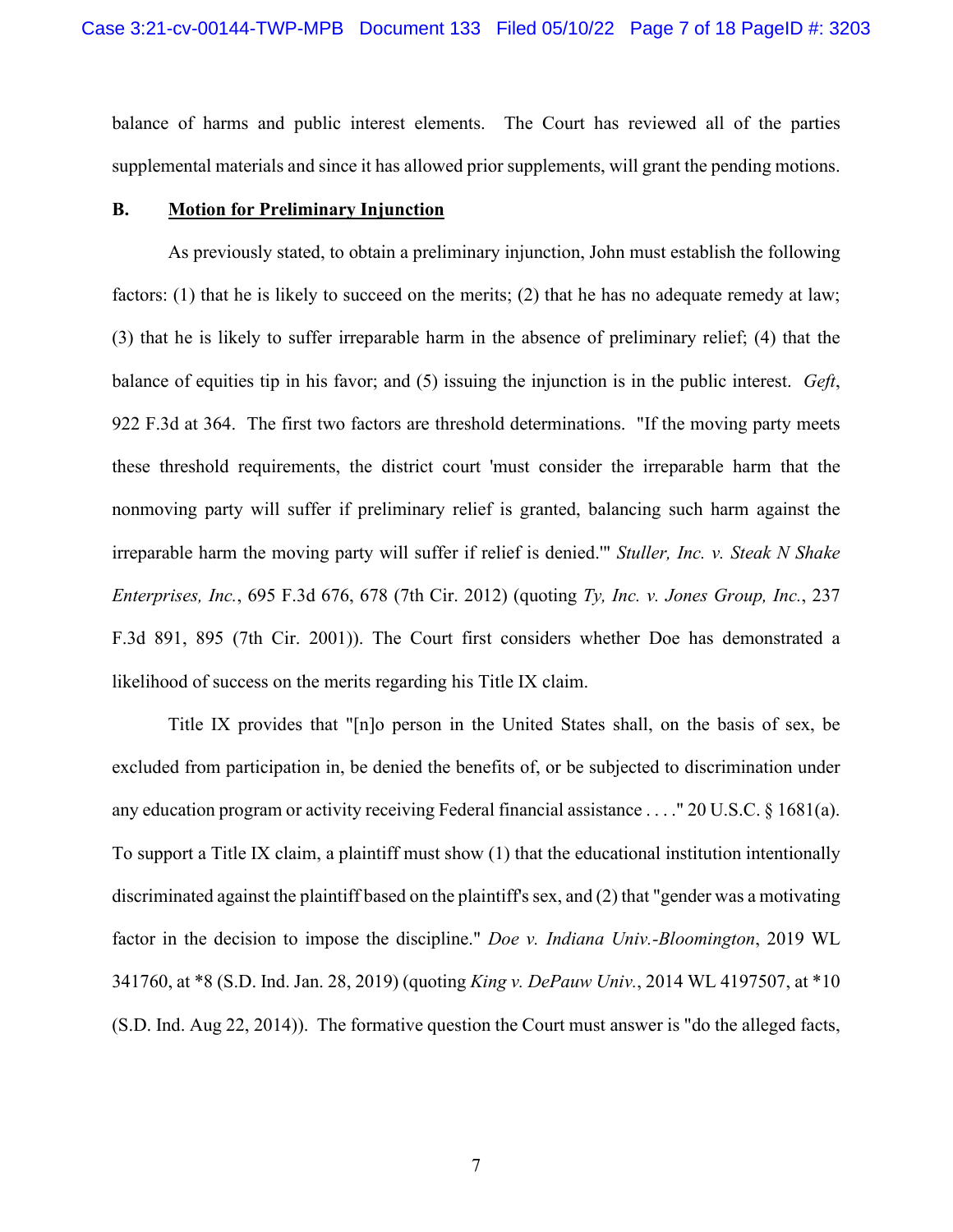balance of harms and public interest elements. The Court has reviewed all of the parties supplemental materials and since it has allowed prior supplements, will grant the pending motions.

**B. Motion for Preliminary Injunction**

As previously stated, to obtain a preliminary injunction, John must establish the following factors: (1) that he is likely to succeed on the merits; (2) that he has no adequate remedy at law; (3) that he is likely to suffer irreparable harm in the absence of preliminary relief; (4) that the balance of equities tip in his favor; and (5) issuing the injunction is in the public interest. *Geft*, 922 F.3d at 364. The first two factors are threshold determinations. "If the moving party meets these threshold requirements, the district court 'must consider the irreparable harm that the nonmoving party will suffer if preliminary relief is granted, balancing such harm against the irreparable harm the moving party will suffer if relief is denied.'" *Stuller, Inc. v. Steak N Shake Enterprises, Inc.*, 695 F.3d 676, 678 (7th Cir. 2012) (quoting *Ty, Inc. v. Jones Group, Inc.*, 237 F.3d 891, 895 (7th Cir. 2001)). The Court first considers whether Doe has demonstrated a likelihood of success on the merits regarding his Title IX claim.

Title IX provides that "[n]o person in the United States shall, on the basis of sex, be excluded from participation in, be denied the benefits of, or be subjected to discrimination under any education program or activity receiving Federal financial assistance . . . ." 20 U.S.C. § 1681(a). To support a Title IX claim, a plaintiff must show (1) that the educational institution intentionally discriminated against the plaintiff based on the plaintiff's sex, and (2) that "gender was a motivating factor in the decision to impose the discipline." *Doe v. Indiana Univ.-Bloomington*, 2019 WL 341760, at *8 (S.D. Ind. Jan. 28, 2019) (quoting *King v. DePauw Univ.*, 2014 WL 4197507, at *10 (S.D. Ind. Aug 22, 2014)). The formative question the Court must answer is "do the alleged facts,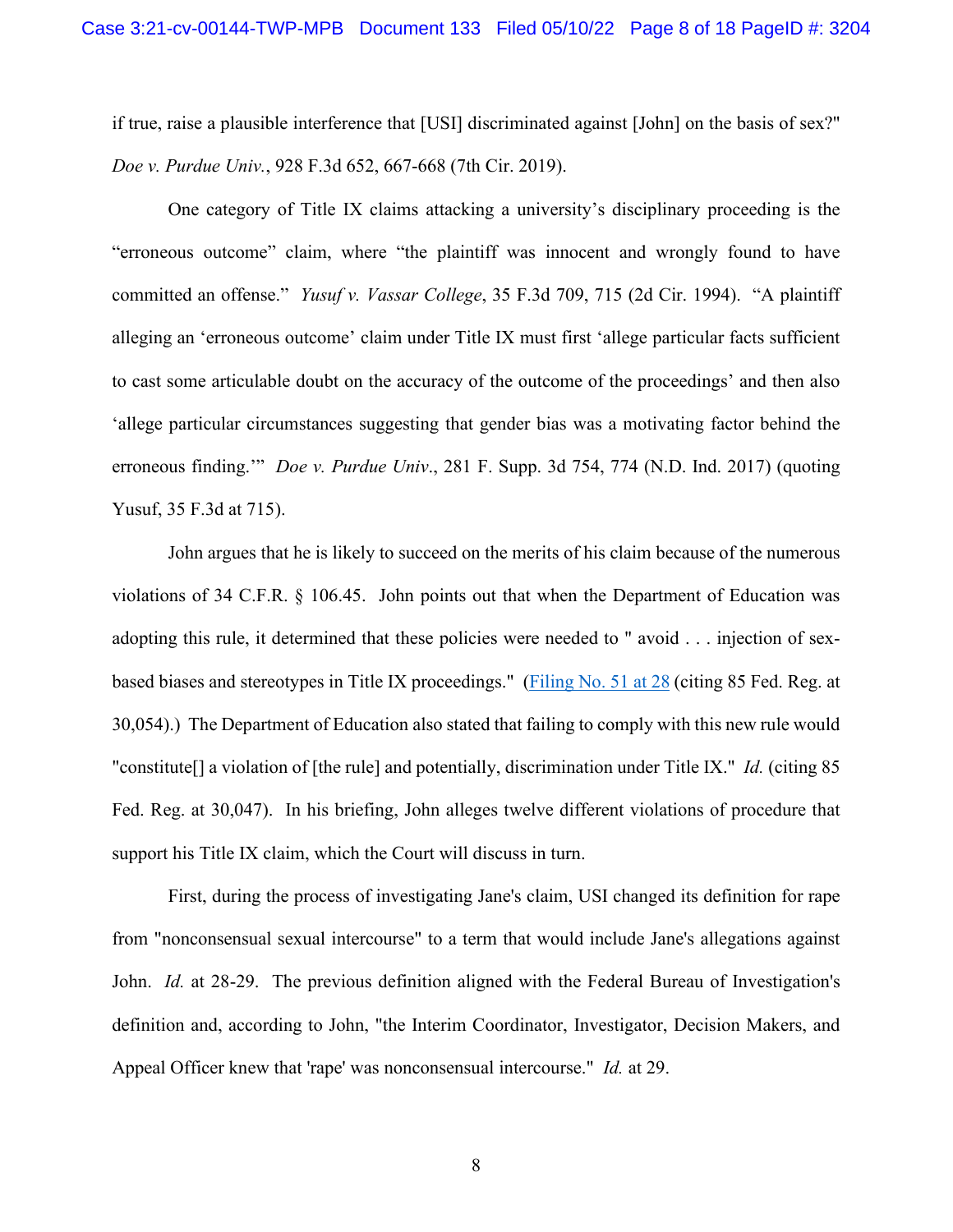if true, raise a plausible interference that [USI] discriminated against [John] on the basis of sex?" *Doe v. Purdue Univ.*, 928 F.3d 652, 667-668 (7th Cir. 2019).

One category of Title IX claims attacking a university's disciplinary proceeding is the "erroneous outcome" claim, where "the plaintiff was innocent and wrongly found to have committed an offense." *Yusuf v. Vassar College*, 35 F.3d 709, 715 (2d Cir. 1994). "A plaintiff alleging an 'erroneous outcome' claim under Title IX must first 'allege particular facts sufficient to cast some articulable doubt on the accuracy of the outcome of the proceedings' and then also 'allege particular circumstances suggesting that gender bias was a motivating factor behind the erroneous finding.'" *Doe v. Purdue Univ*., 281 F. Supp. 3d 754, 774 (N.D. Ind. 2017) (quoting Yusuf, 35 F.3d at 715).

John argues that he is likely to succeed on the merits of his claim because of the numerous violations of 34 C.F.R. § 106.45. John points out that when the Department of Education was adopting this rule, it determined that these policies were needed to " avoid . . . injection of sex-based biases and stereotypes in Title IX proceedings." (Filing No. 51 at 28 (citing 85 Fed. Reg. at 30,054).) The Department of Education also stated that failing to comply with this new rule would "constitute[] a violation of [the rule] and potentially, discrimination under Title IX." *Id.* (citing 85 Fed. Reg. at 30,047). In his briefing, John alleges twelve different violations of procedure that support his Title IX claim, which the Court will discuss in turn.

First, during the process of investigating Jane's claim, USI changed its definition for rape from "nonconsensual sexual intercourse" to a term that would include Jane's allegations against John. *Id.* at 28-29. The previous definition aligned with the Federal Bureau of Investigation's definition and, according to John, "the Interim Coordinator, Investigator, Decision Makers, and Appeal Officer knew that 'rape' was nonconsensual intercourse." *Id.* at 29.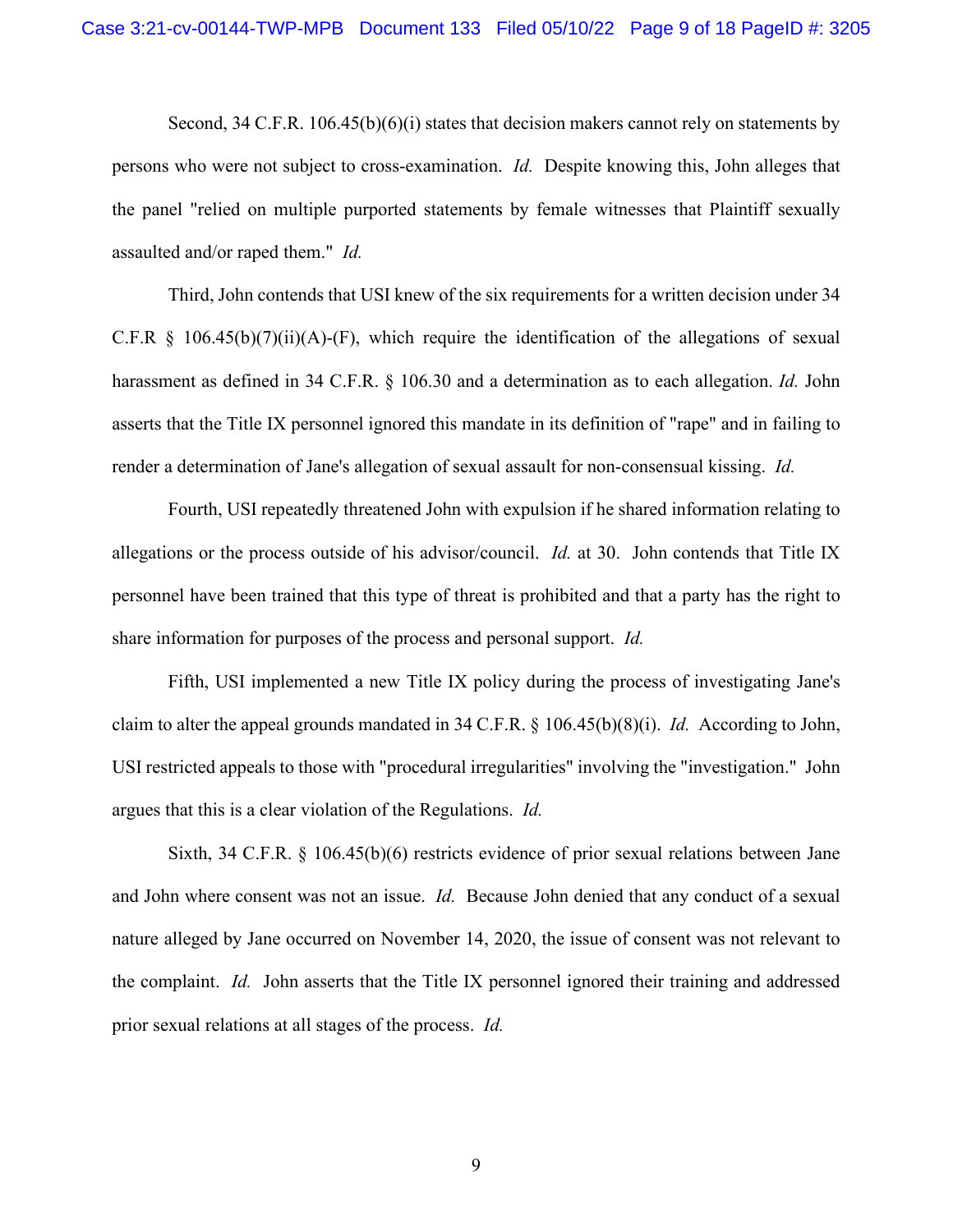Second, 34 C.F.R. 106.45(b)(6)(i) states that decision makers cannot rely on statements by persons who were not subject to cross-examination. *Id.* Despite knowing this, John alleges that the panel "relied on multiple purported statements by female witnesses that Plaintiff sexually assaulted and/or raped them." *Id.*

Third, John contends that USI knew of the six requirements for a written decision under 34 C.F.R § 106.45(b)(7)(ii)(A)-(F), which require the identification of the allegations of sexual harassment as defined in 34 C.F.R. § 106.30 and a determination as to each allegation. *Id.* John asserts that the Title IX personnel ignored this mandate in its definition of "rape" and in failing to render a determination of Jane's allegation of sexual assault for non-consensual kissing. *Id.*

Fourth, USI repeatedly threatened John with expulsion if he shared information relating to allegations or the process outside of his advisor/council. *Id.* at 30. John contends that Title IX personnel have been trained that this type of threat is prohibited and that a party has the right to share information for purposes of the process and personal support. *Id.*

Fifth, USI implemented a new Title IX policy during the process of investigating Jane's claim to alter the appeal grounds mandated in 34 C.F.R. § 106.45(b)(8)(i). *Id.* According to John, USI restricted appeals to those with "procedural irregularities" involving the "investigation." John argues that this is a clear violation of the Regulations. *Id.*

Sixth, 34 C.F.R. § 106.45(b)(6) restricts evidence of prior sexual relations between Jane and John where consent was not an issue. *Id.* Because John denied that any conduct of a sexual nature alleged by Jane occurred on November 14, 2020, the issue of consent was not relevant to the complaint. *Id.* John asserts that the Title IX personnel ignored their training and addressed prior sexual relations at all stages of the process. *Id.*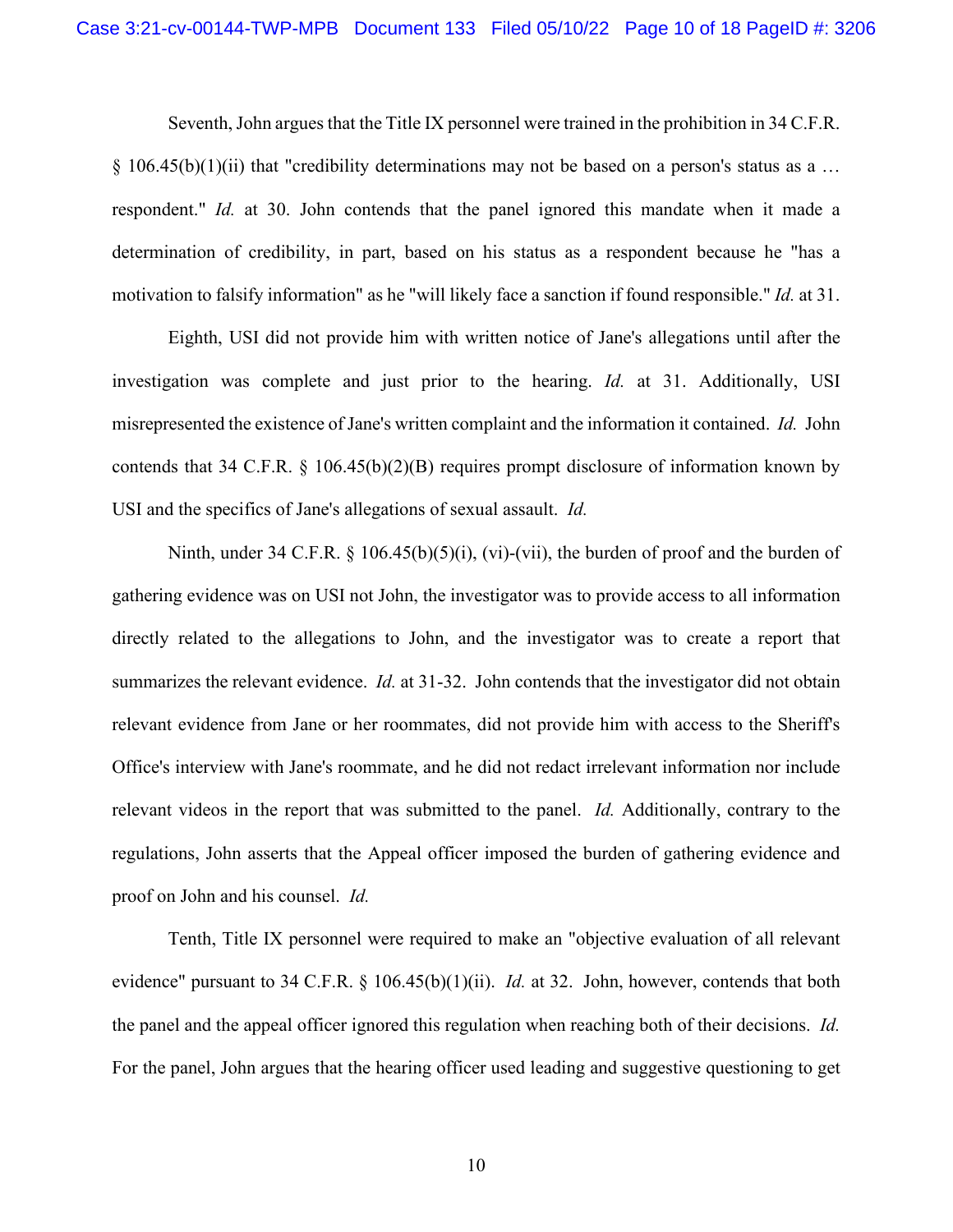Seventh, John argues that the Title IX personnel were trained in the prohibition in 34 C.F.R. § 106.45(b)(1)(ii) that "credibility determinations may not be based on a person's status as a … respondent." *Id.* at 30. John contends that the panel ignored this mandate when it made a determination of credibility, in part, based on his status as a respondent because he "has a motivation to falsify information" as he "will likely face a sanction if found responsible." *Id.* at 31.

Eighth, USI did not provide him with written notice of Jane's allegations until after the investigation was complete and just prior to the hearing. *Id.* at 31. Additionally, USI misrepresented the existence of Jane's written complaint and the information it contained. *Id.* John contends that 34 C.F.R. § 106.45(b)(2)(B) requires prompt disclosure of information known by USI and the specifics of Jane's allegations of sexual assault. *Id.*

Ninth, under 34 C.F.R. § 106.45(b)(5)(i), (vi)-(vii), the burden of proof and the burden of gathering evidence was on USI not John, the investigator was to provide access to all information directly related to the allegations to John, and the investigator was to create a report that summarizes the relevant evidence. *Id.* at 31-32. John contends that the investigator did not obtain relevant evidence from Jane or her roommates, did not provide him with access to the Sheriff's Office's interview with Jane's roommate, and he did not redact irrelevant information nor include relevant videos in the report that was submitted to the panel. *Id.* Additionally, contrary to the regulations, John asserts that the Appeal officer imposed the burden of gathering evidence and proof on John and his counsel. *Id.*

Tenth, Title IX personnel were required to make an "objective evaluation of all relevant evidence" pursuant to 34 C.F.R. § 106.45(b)(1)(ii). *Id.* at 32. John, however, contends that both the panel and the appeal officer ignored this regulation when reaching both of their decisions. *Id.* For the panel, John argues that the hearing officer used leading and suggestive questioning to get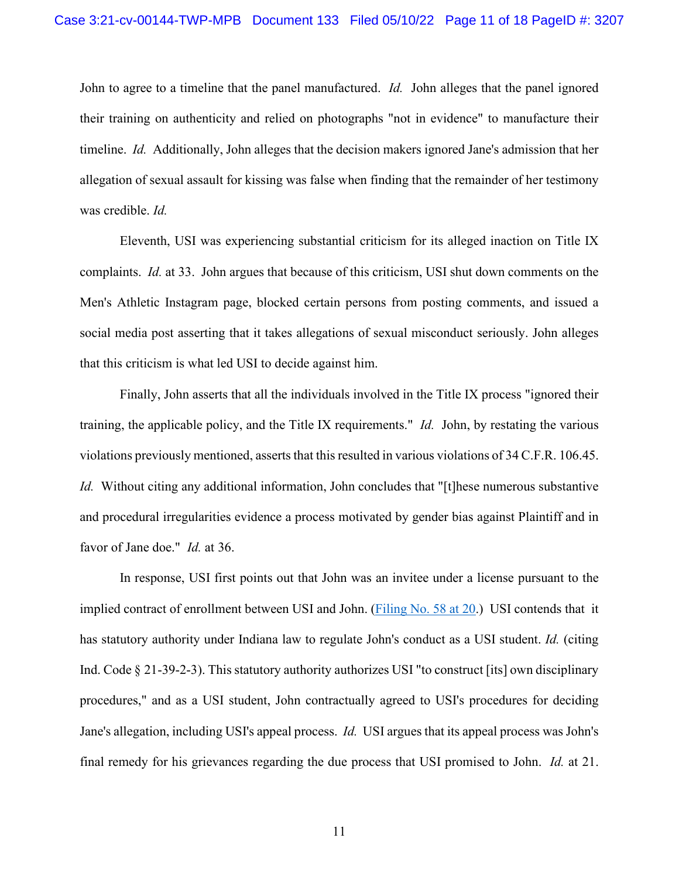John to agree to a timeline that the panel manufactured. *Id.* John alleges that the panel ignored their training on authenticity and relied on photographs "not in evidence" to manufacture their timeline. *Id.* Additionally, John alleges that the decision makers ignored Jane's admission that her allegation of sexual assault for kissing was false when finding that the remainder of her testimony was credible. *Id.*

Eleventh, USI was experiencing substantial criticism for its alleged inaction on Title IX complaints. *Id.* at 33. John argues that because of this criticism, USI shut down comments on the Men's Athletic Instagram page, blocked certain persons from posting comments, and issued a social media post asserting that it takes allegations of sexual misconduct seriously. John alleges that this criticism is what led USI to decide against him.

Finally, John asserts that all the individuals involved in the Title IX process "ignored their training, the applicable policy, and the Title IX requirements." *Id.* John, by restating the various violations previously mentioned, asserts that this resulted in various violations of 34 C.F.R. 106.45. *Id.* Without citing any additional information, John concludes that "[t]hese numerous substantive and procedural irregularities evidence a process motivated by gender bias against Plaintiff and in favor of Jane doe." *Id.* at 36.

In response, USI first points out that John was an invitee under a license pursuant to the implied contract of enrollment between USI and John. (Filing No. 58 at 20.) USI contends that it has statutory authority under Indiana law to regulate John's conduct as a USI student. *Id.* (citing Ind. Code § 21-39-2-3). This statutory authority authorizes USI "to construct [its] own disciplinary procedures," and as a USI student, John contractually agreed to USI's procedures for deciding Jane's allegation, including USI's appeal process. *Id.* USI argues that its appeal process was John's final remedy for his grievances regarding the due process that USI promised to John. *Id.* at 21.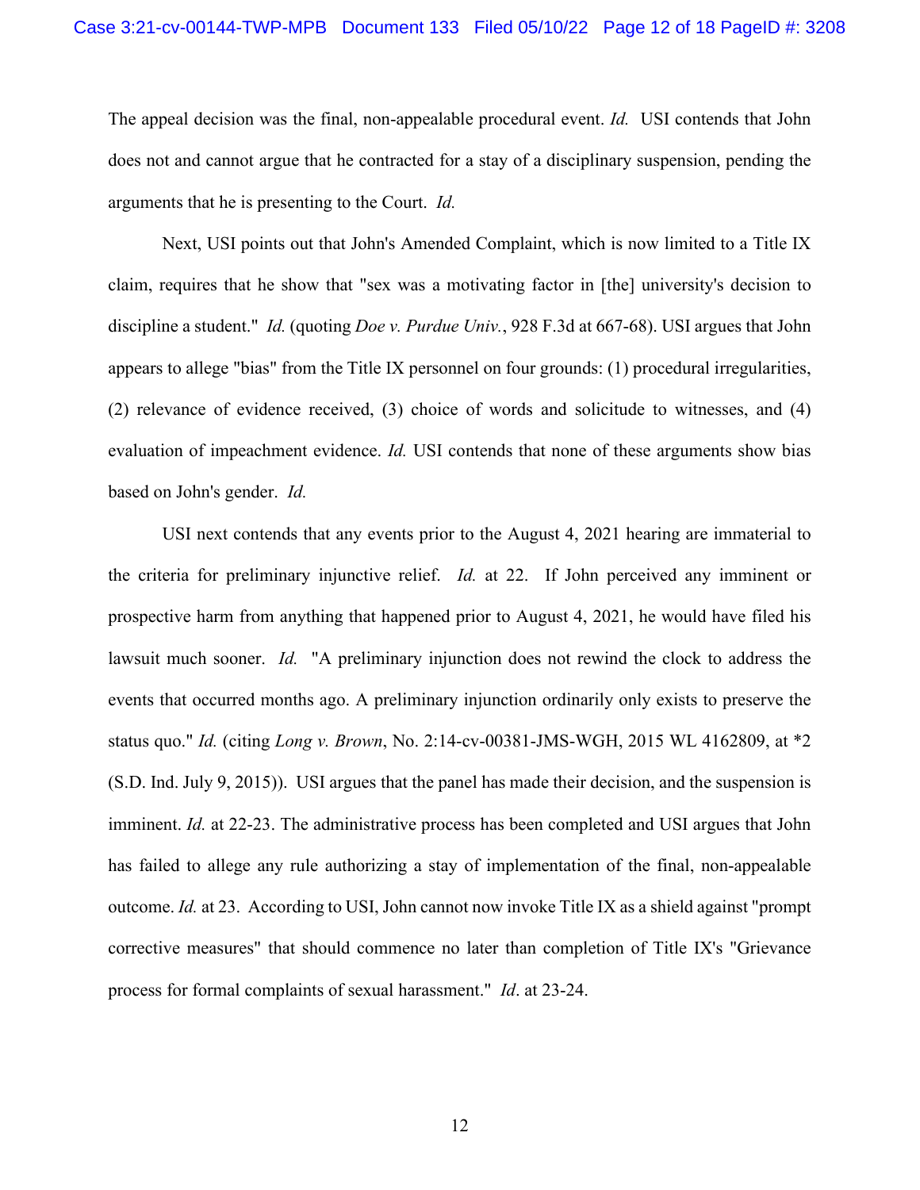The appeal decision was the final, non-appealable procedural event. *Id.* USI contends that John does not and cannot argue that he contracted for a stay of a disciplinary suspension, pending the arguments that he is presenting to the Court. *Id.*

Next, USI points out that John's Amended Complaint, which is now limited to a Title IX claim, requires that he show that "sex was a motivating factor in [the] university's decision to discipline a student." *Id.* (quoting *Doe v. Purdue Univ.*, 928 F.3d at 667-68). USI argues that John appears to allege "bias" from the Title IX personnel on four grounds: (1) procedural irregularities, (2) relevance of evidence received, (3) choice of words and solicitude to witnesses, and (4) evaluation of impeachment evidence. *Id.* USI contends that none of these arguments show bias based on John's gender. *Id.*

USI next contends that any events prior to the August 4, 2021 hearing are immaterial to the criteria for preliminary injunctive relief. *Id.* at 22. If John perceived any imminent or prospective harm from anything that happened prior to August 4, 2021, he would have filed his lawsuit much sooner. *Id.* "A preliminary injunction does not rewind the clock to address the events that occurred months ago. A preliminary injunction ordinarily only exists to preserve the status quo." *Id.* (citing *Long v. Brown*, No. 2:14-cv-00381-JMS-WGH, 2015 WL 4162809, at *2 (S.D. Ind. July 9, 2015)). USI argues that the panel has made their decision, and the suspension is imminent. *Id.* at 22-23. The administrative process has been completed and USI argues that John has failed to allege any rule authorizing a stay of implementation of the final, non-appealable outcome. *Id.* at 23. According to USI, John cannot now invoke Title IX as a shield against "prompt corrective measures" that should commence no later than completion of Title IX's "Grievance process for formal complaints of sexual harassment." *Id*. at 23-24.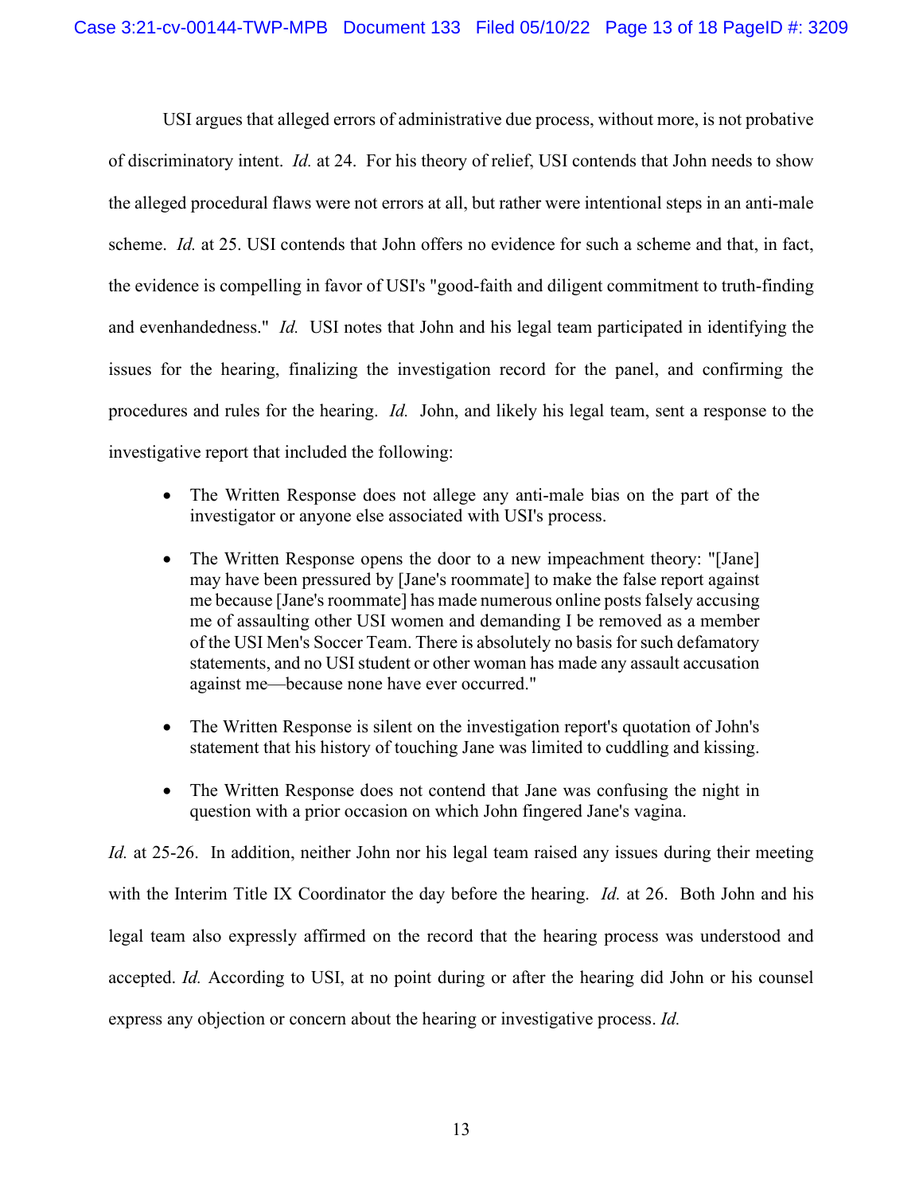USI argues that alleged errors of administrative due process, without more, is not probative of discriminatory intent. *Id.* at 24. For his theory of relief, USI contends that John needs to show the alleged procedural flaws were not errors at all, but rather were intentional steps in an anti-male scheme. *Id.* at 25. USI contends that John offers no evidence for such a scheme and that, in fact, the evidence is compelling in favor of USI's "good-faith and diligent commitment to truth-finding and evenhandedness." *Id.* USI notes that John and his legal team participated in identifying the issues for the hearing, finalizing the investigation record for the panel, and confirming the procedures and rules for the hearing. *Id.* John, and likely his legal team, sent a response to the investigative report that included the following:

- The Written Response does not allege any anti-male bias on the part of the investigator or anyone else associated with USI's process.
- The Written Response opens the door to a new impeachment theory: "[Jane] may have been pressured by [Jane's roommate] to make the false report against me because [Jane's roommate] has made numerous online posts falsely accusing me of assaulting other USI women and demanding I be removed as a member of the USI Men's Soccer Team. There is absolutely no basis for such defamatory statements, and no USI student or other woman has made any assault accusation against me—because none have ever occurred."
- The Written Response is silent on the investigation report's quotation of John's statement that his history of touching Jane was limited to cuddling and kissing.
- The Written Response does not contend that Jane was confusing the night in question with a prior occasion on which John fingered Jane's vagina.

*Id.* at 25-26. In addition, neither John nor his legal team raised any issues during their meeting with the Interim Title IX Coordinator the day before the hearing. *Id.* at 26. Both John and his legal team also expressly affirmed on the record that the hearing process was understood and accepted. *Id.* According to USI, at no point during or after the hearing did John or his counsel express any objection or concern about the hearing or investigative process. *Id.*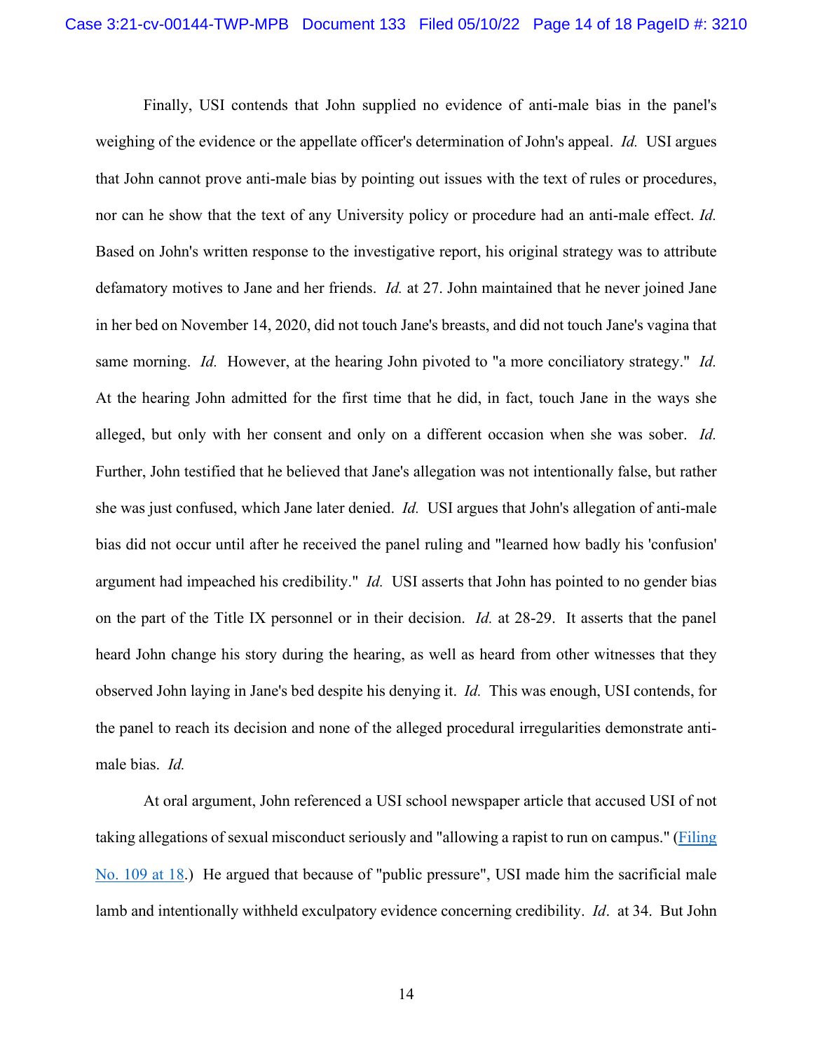Finally, USI contends that John supplied no evidence of anti-male bias in the panel's weighing of the evidence or the appellate officer's determination of John's appeal. *Id.* USI argues that John cannot prove anti-male bias by pointing out issues with the text of rules or procedures, nor can he show that the text of any University policy or procedure had an anti-male effect. *Id.* Based on John's written response to the investigative report, his original strategy was to attribute defamatory motives to Jane and her friends. *Id.* at 27. John maintained that he never joined Jane in her bed on November 14, 2020, did not touch Jane's breasts, and did not touch Jane's vagina that same morning. *Id.* However, at the hearing John pivoted to "a more conciliatory strategy." *Id.* At the hearing John admitted for the first time that he did, in fact, touch Jane in the ways she alleged, but only with her consent and only on a different occasion when she was sober. *Id.* Further, John testified that he believed that Jane's allegation was not intentionally false, but rather she was just confused, which Jane later denied. *Id.* USI argues that John's allegation of anti-male bias did not occur until after he received the panel ruling and "learned how badly his 'confusion' argument had impeached his credibility." *Id.* USI asserts that John has pointed to no gender bias on the part of the Title IX personnel or in their decision. *Id.* at 28-29. It asserts that the panel heard John change his story during the hearing, as well as heard from other witnesses that they observed John laying in Jane's bed despite his denying it. *Id.* This was enough, USI contends, for the panel to reach its decision and none of the alleged procedural irregularities demonstrate anti-male bias. *Id.*

At oral argument, John referenced a USI school newspaper article that accused USI of not taking allegations of sexual misconduct seriously and "allowing a rapist to run on campus." (Filing No. 109 at 18.) He argued that because of "public pressure", USI made him the sacrificial male lamb and intentionally withheld exculpatory evidence concerning credibility. *Id*. at 34. But John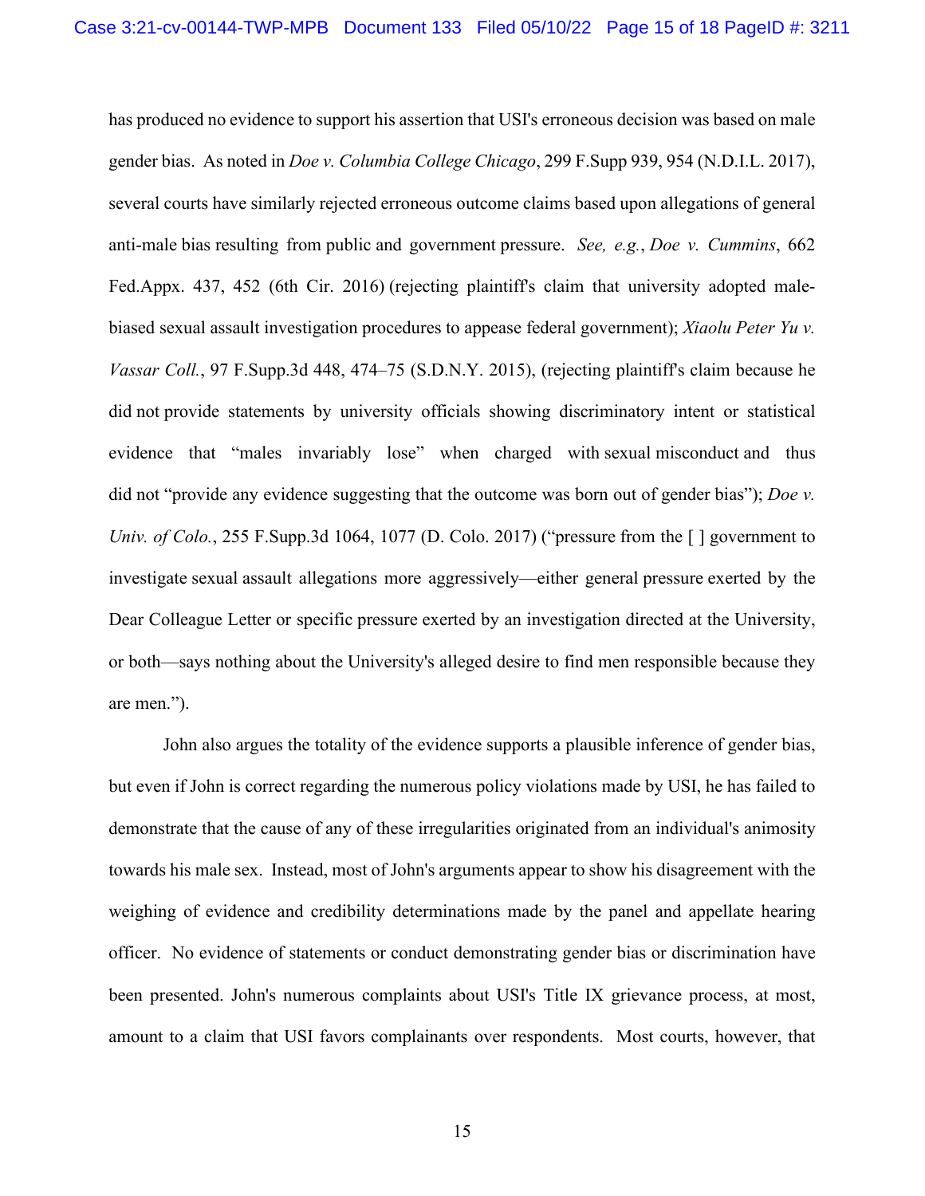has produced no evidence to support his assertion that USI's erroneous decision was based on male gender bias. As noted in *Doe v. Columbia College Chicago*, 299 F.Supp 939, 954 (N.D.I.L. 2017), several courts have similarly rejected erroneous outcome claims based upon allegations of general anti-male bias resulting from public and government pressure. *See, e.g.*, *Doe v. Cummins*, 662 Fed.Appx. 437, 452 (6th Cir. 2016) (rejecting plaintiff's claim that university adopted male-biased sexual assault investigation procedures to appease federal government); *Xiaolu Peter Yu v. Vassar Coll.*, 97 F.Supp.3d 448, 474–75 (S.D.N.Y. 2015), (rejecting plaintiff's claim because he did not provide statements by university officials showing discriminatory intent or statistical evidence that "males invariably lose" when charged with sexual misconduct and thus did not "provide any evidence suggesting that the outcome was born out of gender bias"); *Doe v. Univ. of Colo.*, 255 F.Supp.3d 1064, 1077 (D. Colo. 2017) ("pressure from the [ ] government to investigate sexual assault allegations more aggressively—either general pressure exerted by the Dear Colleague Letter or specific pressure exerted by an investigation directed at the University, or both—says nothing about the University's alleged desire to find men responsible because they are men.").

John also argues the totality of the evidence supports a plausible inference of gender bias, but even if John is correct regarding the numerous policy violations made by USI, he has failed to demonstrate that the cause of any of these irregularities originated from an individual's animosity towards his male sex. Instead, most of John's arguments appear to show his disagreement with the weighing of evidence and credibility determinations made by the panel and appellate hearing officer. No evidence of statements or conduct demonstrating gender bias or discrimination have been presented. John's numerous complaints about USI's Title IX grievance process, at most, amount to a claim that USI favors complainants over respondents. Most courts, however, that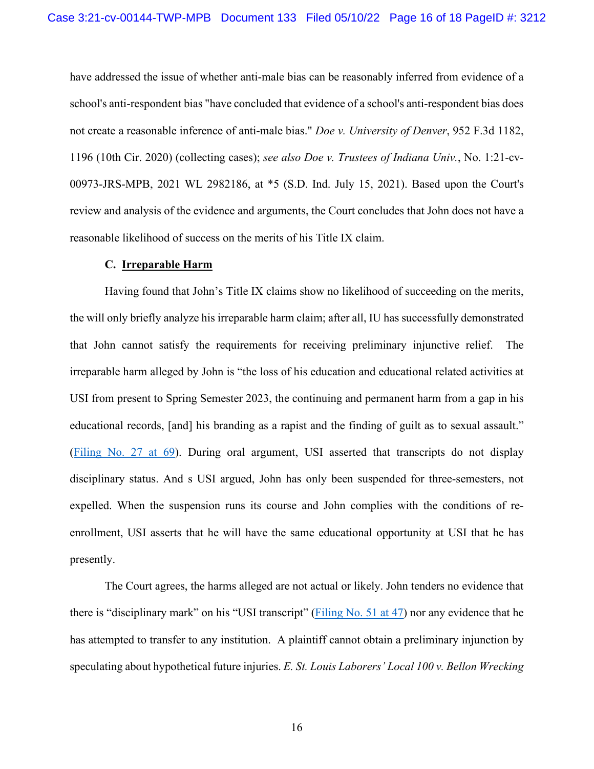have addressed the issue of whether anti-male bias can be reasonably inferred from evidence of a school's anti-respondent bias "have concluded that evidence of a school's anti-respondent bias does not create a reasonable inference of anti-male bias." *Doe v. University of Denver*, 952 F.3d 1182, 1196 (10th Cir. 2020) (collecting cases); *see also Doe v. Trustees of Indiana Univ.*, No. 1:21-cv-00973-JRS-MPB, 2021 WL 2982186, at *5 (S.D. Ind. July 15, 2021). Based upon the Court's review and analysis of the evidence and arguments, the Court concludes that John does not have a reasonable likelihood of success on the merits of his Title IX claim.

### C. Irreparable Harm

Having found that John's Title IX claims show no likelihood of succeeding on the merits, the will only briefly analyze his irreparable harm claim; after all, IU has successfully demonstrated that John cannot satisfy the requirements for receiving preliminary injunctive relief. The irreparable harm alleged by John is "the loss of his education and educational related activities at USI from present to Spring Semester 2023, the continuing and permanent harm from a gap in his educational records, [and] his branding as a rapist and the finding of guilt as to sexual assault." (Filing No. 27 at 69). During oral argument, USI asserted that transcripts do not display disciplinary status. And s USI argued, John has only been suspended for three-semesters, not expelled. When the suspension runs its course and John complies with the conditions of re-enrollment, USI asserts that he will have the same educational opportunity at USI that he has presently.

The Court agrees, the harms alleged are not actual or likely. John tenders no evidence that there is "disciplinary mark" on his "USI transcript" (Filing No. 51 at 47) nor any evidence that he has attempted to transfer to any institution. A plaintiff cannot obtain a preliminary injunction by speculating about hypothetical future injuries. *E. St. Louis Laborers' Local 100 v. Bellon Wrecking*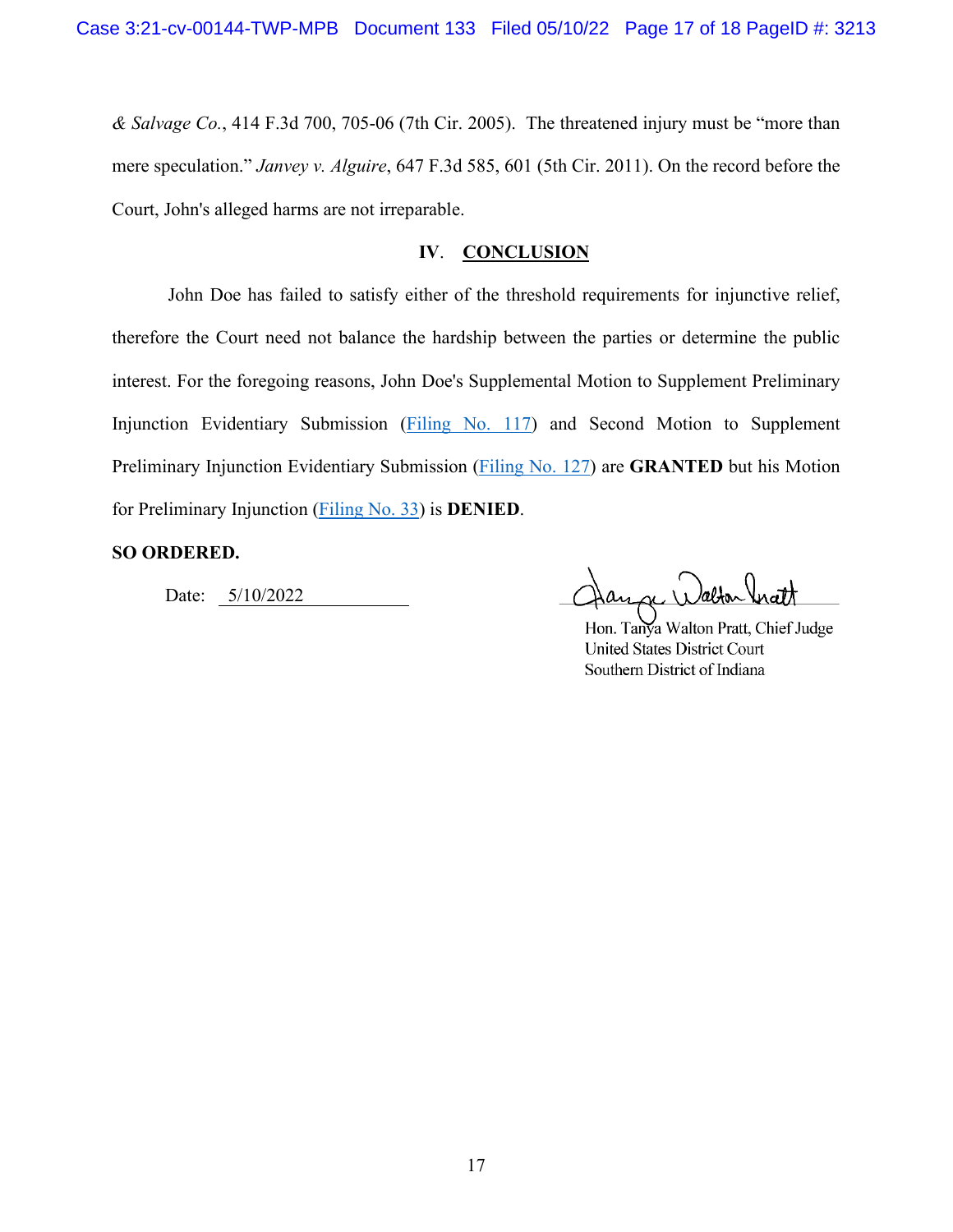*& Salvage Co.*, 414 F.3d 700, 705-06 (7th Cir. 2005). The threatened injury must be "more than mere speculation." *Janvey v. Alguire*, 647 F.3d 585, 601 (5th Cir. 2011). On the record before the Court, John's alleged harms are not irreparable.

## IV. CONCLUSION

John Doe has failed to satisfy either of the threshold requirements for injunctive relief, therefore the Court need not balance the hardship between the parties or determine the public interest. For the foregoing reasons, John Doe's Supplemental Motion to Supplement Preliminary Injunction Evidentiary Submission (Filing No. 117) and Second Motion to Supplement Preliminary Injunction Evidentiary Submission (Filing No. 127) are **GRANTED** but his Motion for Preliminary Injunction (Filing No. 33) is **DENIED**.

**SO ORDERED.**

Date: 5/10/2022

Hon. Tanya Walton Pratt, Chief Judge
United States District Court
Southern District of Indiana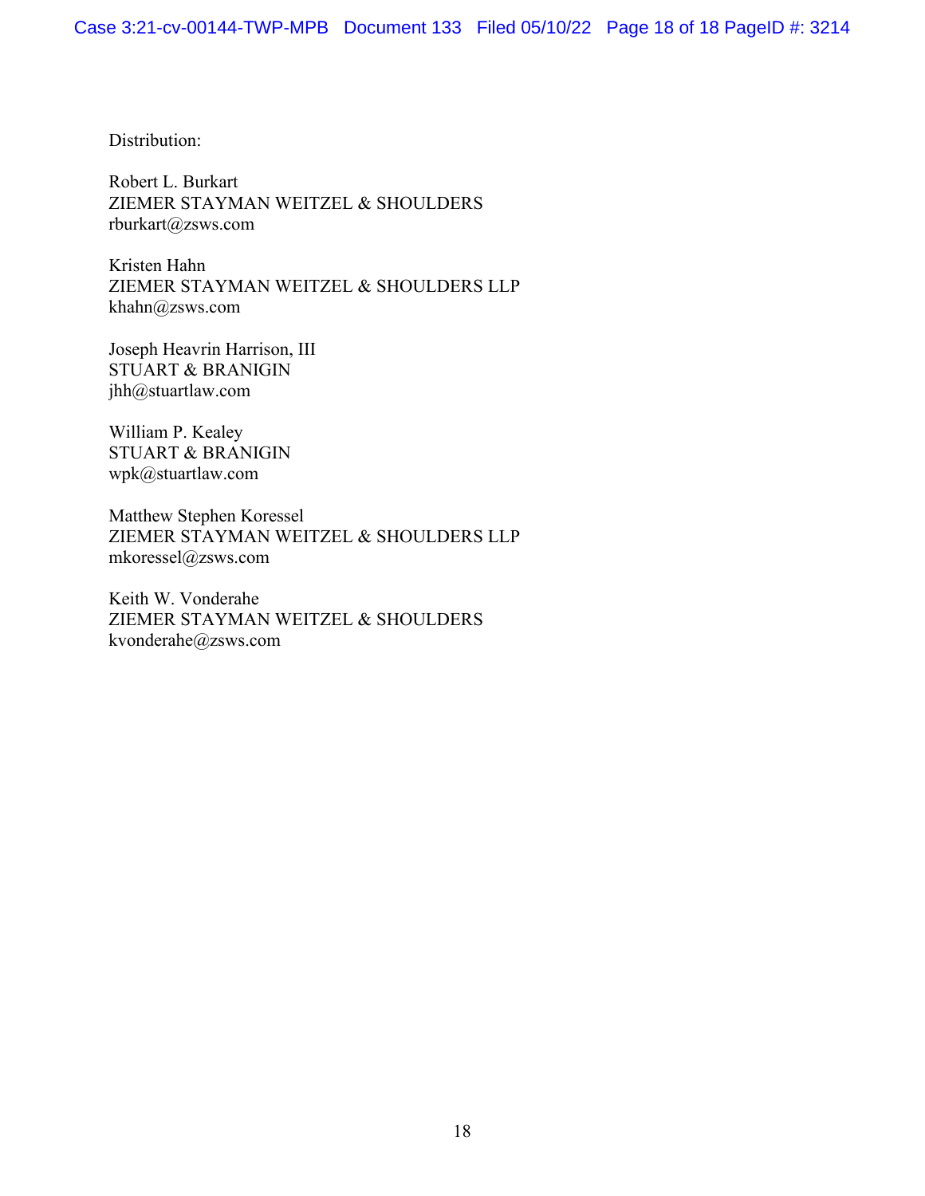Distribution:

Robert L. Burkart
ZIEMER STAYMAN WEITZEL & SHOULDERS
rburkart@zsws.com

Kristen Hahn
ZIEMER STAYMAN WEITZEL & SHOULDERS LLP
khahn@zsws.com

Joseph Heavrin Harrison, III
STUART & BRANIGIN
jhh@stuartlaw.com

William P. Kealey
STUART & BRANIGIN
wpk@stuartlaw.com

Matthew Stephen Koressel
ZIEMER STAYMAN WEITZEL & SHOULDERS LLP
mkoressel@zsws.com

Keith W. Vonderahe
ZIEMER STAYMAN WEITZEL & SHOULDERS
kvonderahe@zsws.com